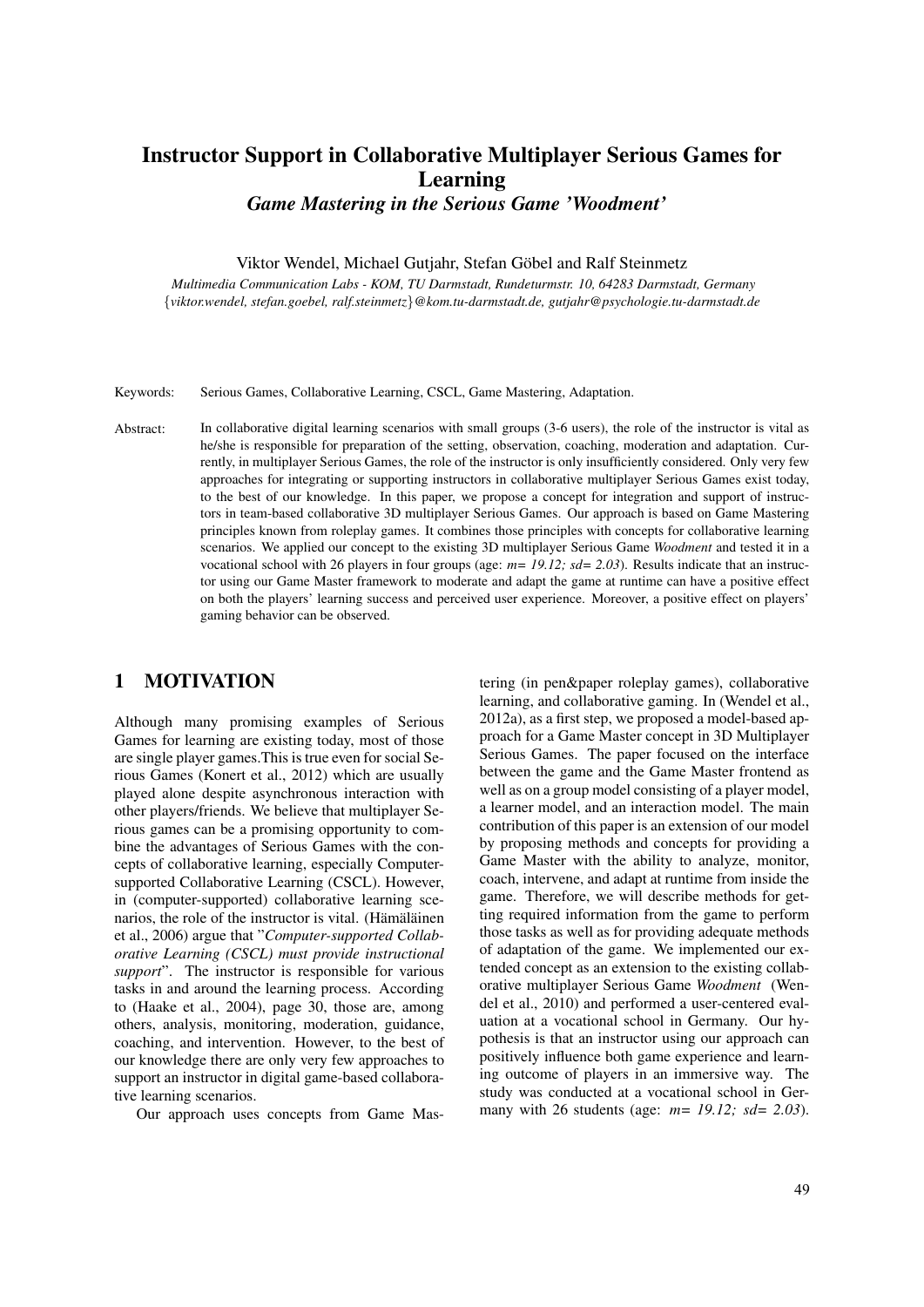# Instructor Support in Collaborative Multiplayer Serious Games for Learning

## *Game Mastering in the Serious Game 'Woodment'*

Viktor Wendel, Michael Gutjahr, Stefan Göbel and Ralf Steinmetz

*Multimedia Communication Labs - KOM, TU Darmstadt, Rundeturmstr. 10, 64283 Darmstadt, Germany*
*{viktor.wendel, stefan.goebel, ralf.steinmetz}@kom.tu-darmstadt.de, gutjahr@psychologie.tu-darmstadt.de*

Keywords: Serious Games, Collaborative Learning, CSCL, Game Mastering, Adaptation.

Abstract: In collaborative digital learning scenarios with small groups (3-6 users), the role of the instructor is vital as he/she is responsible for preparation of the setting, observation, coaching, moderation and adaptation. Currently, in multiplayer Serious Games, the role of the instructor is only insufficiently considered. Only very few approaches for integrating or supporting instructors in collaborative multiplayer Serious Games exist today, to the best of our knowledge. In this paper, we propose a concept for integration and support of instructors in team-based collaborative 3D multiplayer Serious Games. Our approach is based on Game Mastering principles known from roleplay games. It combines those principles with concepts for collaborative learning scenarios. We applied our concept to the existing 3D multiplayer Serious Game *Woodment* and tested it in a vocational school with 26 players in four groups (age: *m= 19.12; sd= 2.03*). Results indicate that an instructor using our Game Master framework to moderate and adapt the game at runtime can have a positive effect on both the players' learning success and perceived user experience. Moreover, a positive effect on players' gaming behavior can be observed.

## 1 MOTIVATION

Although many promising examples of Serious Games for learning are existing today, most of those are single player games.This is true even for social Serious Games (Konert et al., 2012) which are usually played alone despite asynchronous interaction with other players/friends. We believe that multiplayer Serious games can be a promising opportunity to combine the advantages of Serious Games with the concepts of collaborative learning, especially Computer-supported Collaborative Learning (CSCL). However, in (computer-supported) collaborative learning scenarios, the role of the instructor is vital. (Hämäläinen et al., 2006) argue that "*Computer-supported Collaborative Learning (CSCL) must provide instructional support*". The instructor is responsible for various tasks in and around the learning process. According to (Haake et al., 2004), page 30, those are, among others, analysis, monitoring, moderation, guidance, coaching, and intervention. However, to the best of our knowledge there are only very few approaches to support an instructor in digital game-based collaborative learning scenarios.

Our approach uses concepts from Game Mastering (in pen&paper roleplay games), collaborative learning, and collaborative gaming. In (Wendel et al., 2012a), as a first step, we proposed a model-based approach for a Game Master concept in 3D Multiplayer Serious Games. The paper focused on the interface between the game and the Game Master frontend as well as on a group model consisting of a player model, a learner model, and an interaction model. The main contribution of this paper is an extension of our model by proposing methods and concepts for providing a Game Master with the ability to analyze, monitor, coach, intervene, and adapt at runtime from inside the game. Therefore, we will describe methods for getting required information from the game to perform those tasks as well as for providing adequate methods of adaptation of the game. We implemented our extended concept as an extension to the existing collaborative multiplayer Serious Game *Woodment* (Wendel et al., 2010) and performed a user-centered evaluation at a vocational school in Germany. Our hypothesis is that an instructor using our approach can positively influence both game experience and learning outcome of players in an immersive way. The study was conducted at a vocational school in Germany with 26 students (age: *m= 19.12; sd= 2.03*).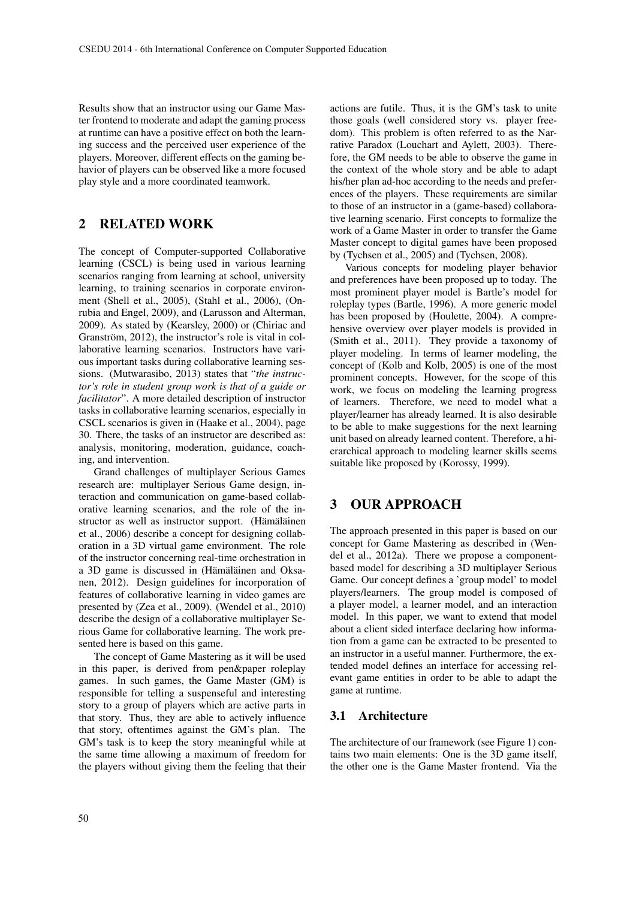Results show that an instructor using our Game Master frontend to moderate and adapt the gaming process at runtime can have a positive effect on both the learning success and the perceived user experience of the players. Moreover, different effects on the gaming behavior of players can be observed like a more focused play style and a more coordinated teamwork.

## 2 RELATED WORK

The concept of Computer-supported Collaborative learning (CSCL) is being used in various learning scenarios ranging from learning at school, university learning, to training scenarios in corporate environment (Shell et al., 2005), (Stahl et al., 2006), (Onrubia and Engel, 2009), and (Larusson and Alterman, 2009). As stated by (Kearsley, 2000) or (Chiriac and Granström, 2012), the instructor's role is vital in collaborative learning scenarios. Instructors have various important tasks during collaborative learning sessions. (Mutwarasibo, 2013) states that "*the instructor's role in student group work is that of a guide or facilitator*". A more detailed description of instructor tasks in collaborative learning scenarios, especially in CSCL scenarios is given in (Haake et al., 2004), page 30. There, the tasks of an instructor are described as: analysis, monitoring, moderation, guidance, coaching, and intervention.

Grand challenges of multiplayer Serious Games research are: multiplayer Serious Game design, interaction and communication on game-based collaborative learning scenarios, and the role of the instructor as well as instructor support. (Hämäläinen et al., 2006) describe a concept for designing collaboration in a 3D virtual game environment. The role of the instructor concerning real-time orchestration in a 3D game is discussed in (Hämäläinen and Oksanen, 2012). Design guidelines for incorporation of features of collaborative learning in video games are presented by (Zea et al., 2009). (Wendel et al., 2010) describe the design of a collaborative multiplayer Serious Game for collaborative learning. The work presented here is based on this game.

The concept of Game Mastering as it will be used in this paper, is derived from pen&paper roleplay games. In such games, the Game Master (GM) is responsible for telling a suspenseful and interesting story to a group of players which are active parts in that story. Thus, they are able to actively influence that story, oftentimes against the GM's plan. The GM's task is to keep the story meaningful while at the same time allowing a maximum of freedom for the players without giving them the feeling that their actions are futile. Thus, it is the GM's task to unite those goals (well considered story vs. player freedom). This problem is often referred to as the Narrative Paradox (Louchart and Aylett, 2003). Therefore, the GM needs to be able to observe the game in the context of the whole story and be able to adapt his/her plan ad-hoc according to the needs and preferences of the players. These requirements are similar to those of an instructor in a (game-based) collaborative learning scenario. First concepts to formalize the work of a Game Master in order to transfer the Game Master concept to digital games have been proposed by (Tychsen et al., 2005) and (Tychsen, 2008).

Various concepts for modeling player behavior and preferences have been proposed up to today. The most prominent player model is Bartle's model for roleplay types (Bartle, 1996). A more generic model has been proposed by (Houlette, 2004). A comprehensive overview over player models is provided in (Smith et al., 2011). They provide a taxonomy of player modeling. In terms of learner modeling, the concept of (Kolb and Kolb, 2005) is one of the most prominent concepts. However, for the scope of this work, we focus on modeling the learning progress of learners. Therefore, we need to model what a player/learner has already learned. It is also desirable to be able to make suggestions for the next learning unit based on already learned content. Therefore, a hierarchical approach to modeling learner skills seems suitable like proposed by (Korossy, 1999).

## 3 OUR APPROACH

The approach presented in this paper is based on our concept for Game Mastering as described in (Wendel et al., 2012a). There we propose a component-based model for describing a 3D multiplayer Serious Game. Our concept defines a 'group model' to model players/learners. The group model is composed of a player model, a learner model, and an interaction model. In this paper, we want to extend that model about a client sided interface declaring how information from a game can be extracted to be presented to an instructor in a useful manner. Furthermore, the extended model defines an interface for accessing relevant game entities in order to be able to adapt the game at runtime.

### 3.1 Architecture

The architecture of our framework (see Figure 1) contains two main elements: One is the 3D game itself, the other one is the Game Master frontend. Via the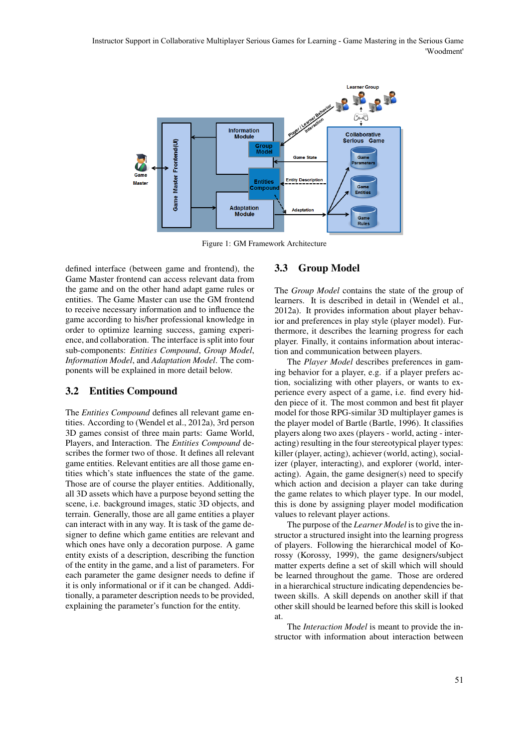Figure 1: GM Framework Architecture

defined interface (between game and frontend), the Game Master frontend can access relevant data from the game and on the other hand adapt game rules or entities. The Game Master can use the GM frontend to receive necessary information and to influence the game according to his/her professional knowledge in order to optimize learning success, gaming experience, and collaboration. The interface is split into four sub-components: *Entities Compound*, *Group Model*, *Information Model*, and *Adaptation Model*. The components will be explained in more detail below.

## 3.2 Entities Compound

The *Entities Compound* defines all relevant game entities. According to (Wendel et al., 2012a), 3rd person 3D games consist of three main parts: Game World, Players, and Interaction. The *Entities Compound* describes the former two of those. It defines all relevant game entities. Relevant entities are all those game entities which's state influences the state of the game. Those are of course the player entities. Additionally, all 3D assets which have a purpose beyond setting the scene, i.e. background images, static 3D objects, and terrain. Generally, those are all game entities a player can interact with in any way. It is task of the game designer to define which game entities are relevant and which ones have only a decoration purpose. A game entity exists of a description, describing the function of the entity in the game, and a list of parameters. For each parameter the game designer needs to define if it is only informational or if it can be changed. Additionally, a parameter description needs to be provided, explaining the parameter's function for the entity.

## 3.3 Group Model

The *Group Model* contains the state of the group of learners. It is described in detail in (Wendel et al., 2012a). It provides information about player behavior and preferences in play style (player model). Furthermore, it describes the learning progress for each player. Finally, it contains information about interaction and communication between players.

The *Player Model* describes preferences in gaming behavior for a player, e.g. if a player prefers action, socializing with other players, or wants to experience every aspect of a game, i.e. find every hidden piece of it. The most common and best fit player model for those RPG-similar 3D multiplayer games is the player model of Bartle (Bartle, 1996). It classifies players along two axes (players - world, acting - interacted) resulting in the four stereotypical player types: killer (player, acting), achiever (world, acting), socializer (player, interacting), and explorer (world, interacting). Again, the game designer(s) need to specify which action and decision a player can take during the game relates to which player type. In our model, this is done by assigning player model modification values to relevant player actions.

The purpose of the *Learner Model* is to give the instructor a structured insight into the learning progress of players. Following the hierarchical model of Korossy (Korossy, 1999), the game designers/subject matter experts define a set of skill which will should be learned throughout the game. Those are ordered in a hierarchical structure indicating dependencies between skills. A skill depends on another skill if that other skill should be learned before this skill is looked at.

The *Interaction Model* is meant to provide the instructor with information about interaction between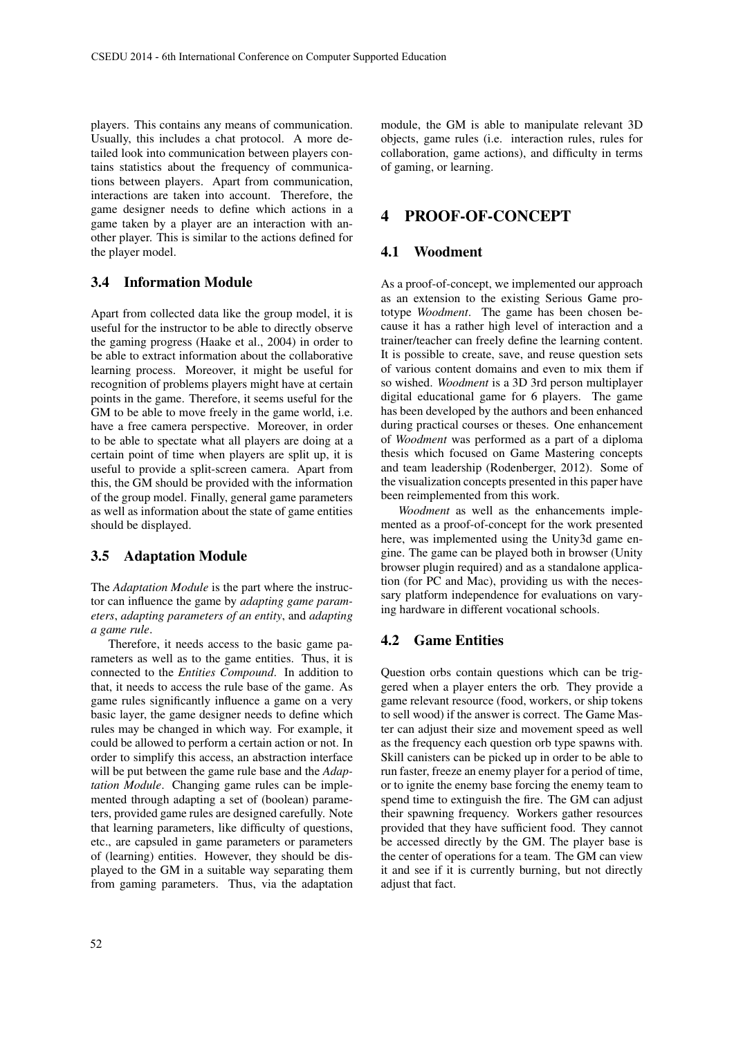players. This contains any means of communication. Usually, this includes a chat protocol. A more detailed look into communication between players contains statistics about the frequency of communications between players. Apart from communication, interactions are taken into account. Therefore, the game designer needs to define which actions in a game taken by a player are an interaction with another player. This is similar to the actions defined for the player model.

### 3.4 Information Module

Apart from collected data like the group model, it is useful for the instructor to be able to directly observe the gaming progress (Haake et al., 2004) in order to be able to extract information about the collaborative learning process. Moreover, it might be useful for recognition of problems players might have at certain points in the game. Therefore, it seems useful for the GM to be able to move freely in the game world, i.e. have a free camera perspective. Moreover, in order to be able to spectate what all players are doing at a certain point of time when players are split up, it is useful to provide a split-screen camera. Apart from this, the GM should be provided with the information of the group model. Finally, general game parameters as well as information about the state of game entities should be displayed.

### 3.5 Adaptation Module

The *Adaptation Module* is the part where the instructor can influence the game by *adapting game parameters*, *adapting parameters of an entity*, and *adapting a game rule*.

Therefore, it needs access to the basic game parameters as well as to the game entities. Thus, it is connected to the *Entities Compound*. In addition to that, it needs to access the rule base of the game. As game rules significantly influence a game on a very basic layer, the game designer needs to define which rules may be changed in which way. For example, it could be allowed to perform a certain action or not. In order to simplify this access, an abstraction interface will be put between the game rule base and the *Adaptation Module*. Changing game rules can be implemented through adapting a set of (boolean) parameters, provided game rules are designed carefully. Note that learning parameters, like difficulty of questions, etc., are capsuled in game parameters or parameters of (learning) entities. However, they should be displayed to the GM in a suitable way separating them from gaming parameters. Thus, via the adaptation module, the GM is able to manipulate relevant 3D objects, game rules (i.e. interaction rules, rules for collaboration, game actions), and difficulty in terms of gaming, or learning.

## 4 PROOF-OF-CONCEPT

### 4.1 Woodment

As a proof-of-concept, we implemented our approach as an extension to the existing Serious Game prototype *Woodment*. The game has been chosen because it has a rather high level of interaction and a trainer/teacher can freely define the learning content. It is possible to create, save, and reuse question sets of various content domains and even to mix them if so wished. *Woodment* is a 3D 3rd person multiplayer digital educational game for 6 players. The game has been developed by the authors and been enhanced during practical courses or theses. One enhancement of *Woodment* was performed as a part of a diploma thesis which focused on Game Mastering concepts and team leadership (Rodenberger, 2012). Some of the visualization concepts presented in this paper have been reimplemented from this work.

*Woodment* as well as the enhancements implemented as a proof-of-concept for the work presented here, was implemented using the Unity3d game engine. The game can be played both in browser (Unity browser plugin required) and as a standalone application (for PC and Mac), providing us with the necessary platform independence for evaluations on varying hardware in different vocational schools.

### 4.2 Game Entities

Question orbs contain questions which can be triggered when a player enters the orb. They provide a game relevant resource (food, workers, or ship tokens to sell wood) if the answer is correct. The Game Master can adjust their size and movement speed as well as the frequency each question orb type spawns with. Skill canisters can be picked up in order to be able to run faster, freeze an enemy player for a period of time, or to ignite the enemy base forcing the enemy team to spend time to extinguish the fire. The GM can adjust their spawning frequency. Workers gather resources provided that they have sufficient food. They cannot be accessed directly by the GM. The player base is the center of operations for a team. The GM can view it and see if it is currently burning, but not directly adjust that fact.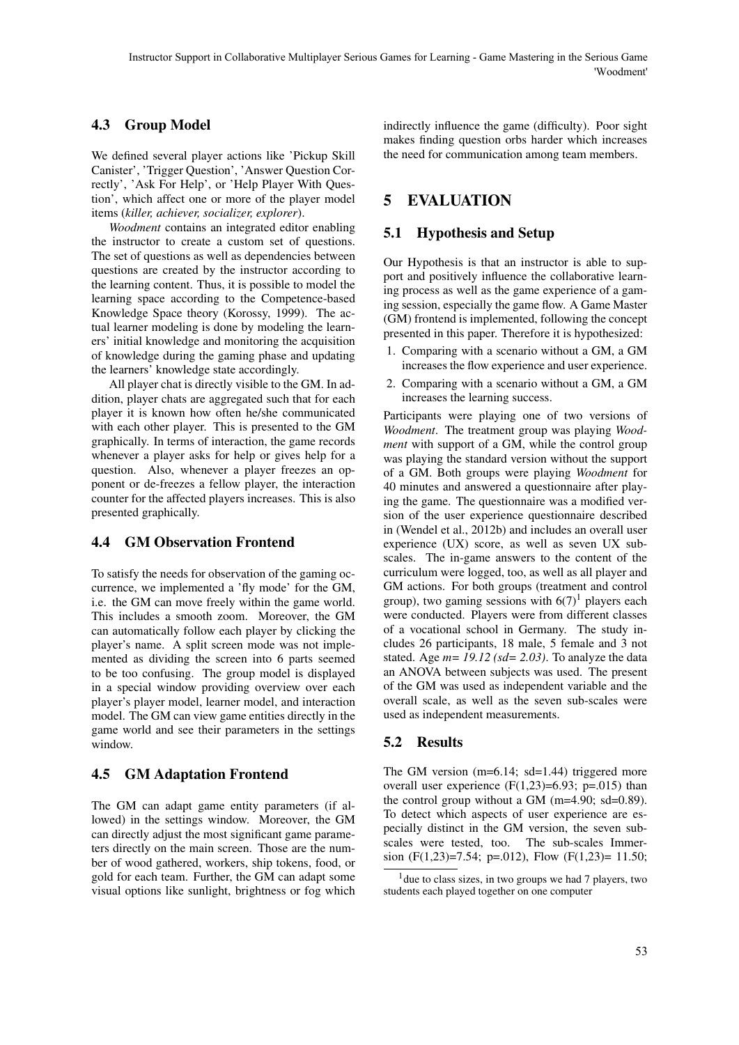### 4.3 Group Model

We defined several player actions like 'Pickup Skill Canister', 'Trigger Question', 'Answer Question Correctly', 'Ask For Help', or 'Help Player With Question', which affect one or more of the player model items (*killer, achiever, socializer, explorer*).

*Woodment* contains an integrated editor enabling the instructor to create a custom set of questions. The set of questions as well as dependencies between questions are created by the instructor according to the learning content. Thus, it is possible to model the learning space according to the Competence-based Knowledge Space theory (Korossy, 1999). The actual learner modeling is done by modeling the learners' initial knowledge and monitoring the acquisition of knowledge during the gaming phase and updating the learners' knowledge state accordingly.

All player chat is directly visible to the GM. In addition, player chats are aggregated such that for each player it is known how often he/she communicated with each other player. This is presented to the GM graphically. In terms of interaction, the game records whenever a player asks for help or gives help for a question. Also, whenever a player freezes an opponent or de-freezes a fellow player, the interaction counter for the affected players increases. This is also presented graphically.

### 4.4 GM Observation Frontend

To satisfy the needs for observation of the gaming occurrence, we implemented a 'fly mode' for the GM, i.e. the GM can move freely within the game world. This includes a smooth zoom. Moreover, the GM can automatically follow each player by clicking the player's name. A split screen mode was not implemented as dividing the screen into 6 parts seemed to be too confusing. The group model is displayed in a special window providing overview over each player's player model, learner model, and interaction model. The GM can view game entities directly in the game world and see their parameters in the settings window.

### 4.5 GM Adaptation Frontend

The GM can adapt game entity parameters (if allowed) in the settings window. Moreover, the GM can directly adjust the most significant game parameters directly on the main screen. Those are the number of wood gathered, workers, ship tokens, food, or gold for each team. Further, the GM can adapt some visual options like sunlight, brightness or fog which indirectly influence the game (difficulty). Poor sight makes finding question orbs harder which increases the need for communication among team members.

## 5 EVALUATION

### 5.1 Hypothesis and Setup

Our Hypothesis is that an instructor is able to support and positively influence the collaborative learning process as well as the game experience of a gaming session, especially the game flow. A Game Master (GM) frontend is implemented, following the concept presented in this paper. Therefore it is hypothesized:

1. Comparing with a scenario without a GM, a GM increases the flow experience and user experience.
2. Comparing with a scenario without a GM, a GM increases the learning success.

Participants were playing one of two versions of *Woodment*. The treatment group was playing *Woodment* with support of a GM, while the control group was playing the standard version without the support of a GM. Both groups were playing *Woodment* for 40 minutes and answered a questionnaire after playing the game. The questionnaire was a modified version of the user experience questionnaire described in (Wendel et al., 2012b) and includes an overall user experience (UX) score, as well as seven UX subscales. The in-game answers to the content of the curriculum were logged, too, as well as all player and GM actions. For both groups (treatment and control group), two gaming sessions with 6(7)[1] players each were conducted. Players were from different classes of a vocational school in Germany. The study includes 26 participants, 18 male, 5 female and 3 not stated. Age *m= 19.12 (sd= 2.03)*. To analyze the data an ANOVA between subjects was used. The present of the GM was used as independent variable and the overall scale, as well as the seven sub-scales were used as independent measurements.

### 5.2 Results

The GM version (m=6.14; sd=1.44) triggered more overall user experience ($F(1,23)=6.93$; $p=.015$) than the control group without a GM (m=4.90; sd=0.89). To detect which aspects of user experience are especially distinct in the GM version, the seven subscales were tested, too. The sub-scales Immersion ($F(1,23)=7.54$; $p=.012$), Flow ($F(1,23)= 11.50$;

[1] due to class sizes, in two groups we had 7 players, two students each played together on one computer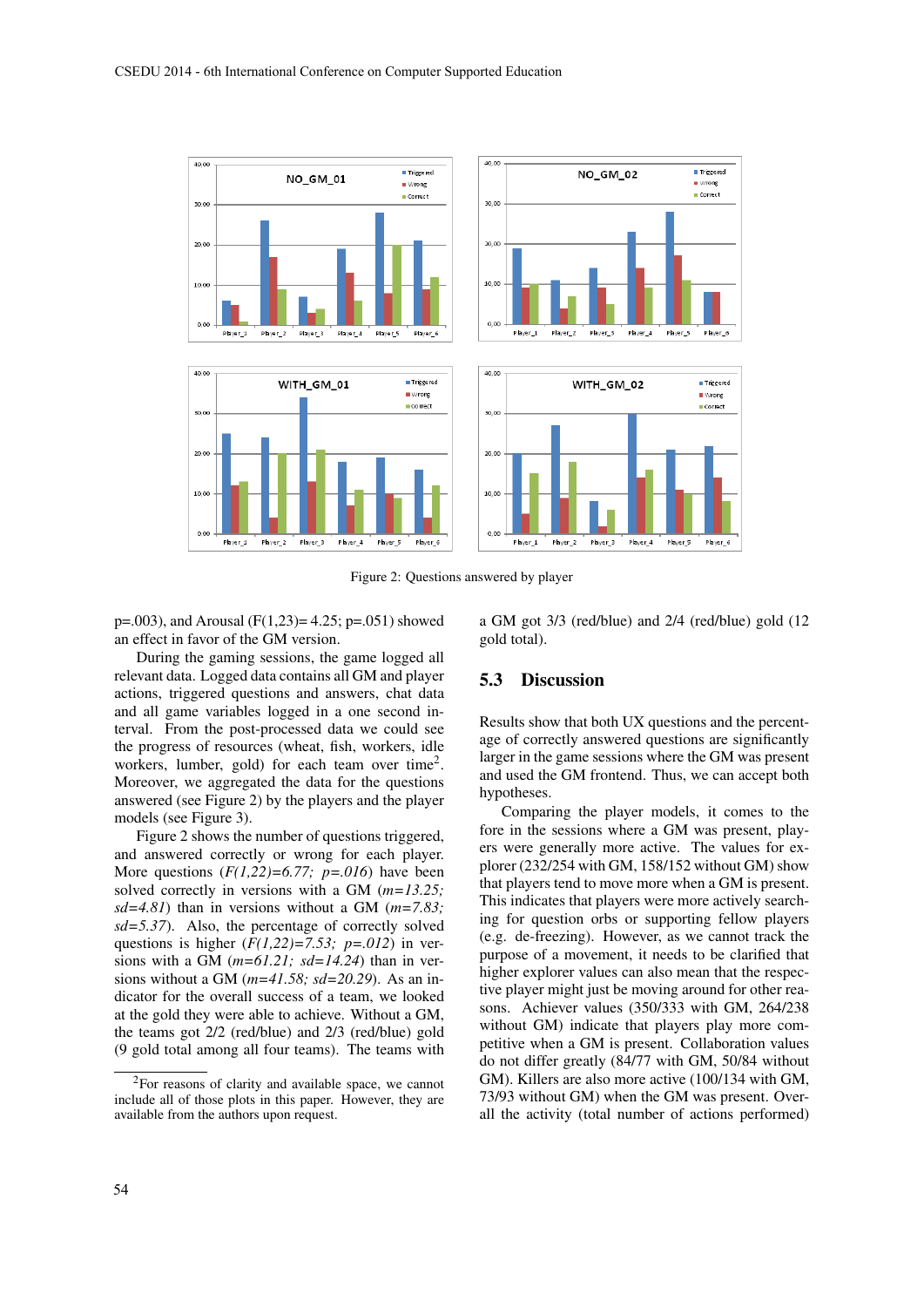Figure 2: Questions answered by player

p=.003), and Arousal (F(1,23)= 4.25; p=.051) showed an effect in favor of the GM version.

During the gaming sessions, the game logged all relevant data. Logged data contains all GM and player actions, triggered questions and answers, chat data and all game variables logged in a one second interval. From the post-processed data we could see the progress of resources (wheat, fish, workers, idle workers, lumber, gold) for each team over time[2]. Moreover, we aggregated the data for the questions answered (see Figure 2) by the players and the player models (see Figure 3).

Figure 2 shows the number of questions triggered, and answered correctly or wrong for each player. More questions (*F(1,22)=6.77; p=.016*) have been solved correctly in versions with a GM (*m=13.25; sd=4.81*) than in versions without a GM (*m=7.83; sd=5.37*). Also, the percentage of correctly solved questions is higher (*F(1,22)=7.53; p=.012*) in versions with a GM (*m=61.21; sd=14.24*) than in versions without a GM (*m=41.58; sd=20.29*). As an indicator for the overall success of a team, we looked at the gold they were able to achieve. Without a GM, the teams got 2/2 (red/blue) and 2/3 (red/blue) gold (9 gold total among all four teams). The teams with a GM got 3/3 (red/blue) and 2/4 (red/blue) gold (12 gold total).

## 5.3 Discussion

Results show that both UX questions and the percentage of correctly answered questions are significantly larger in the game sessions where the GM was present and used the GM frontend. Thus, we can accept both hypotheses.

Comparing the player models, it comes to the fore in the sessions where a GM was present, players were generally more active. The values for explorer (232/254 with GM, 158/152 without GM) show that players tend to move more when a GM is present. This indicates that players were more actively searching for question orbs or supporting fellow players (e.g. de-freezing). However, as we cannot track the purpose of a movement, it needs to be clarified that higher explorer values can also mean that the respective player might just be moving around for other reasons. Achiever values (350/333 with GM, 264/238 without GM) indicate that players play more competitive when a GM is present. Collaboration values do not differ greatly (84/77 with GM, 50/84 without GM). Killers are also more active (100/134 with GM, 73/93 without GM) when the GM was present. Overall the activity (total number of actions performed)

[2]For reasons of clarity and available space, we cannot include all of those plots in this paper. However, they are available from the authors upon request.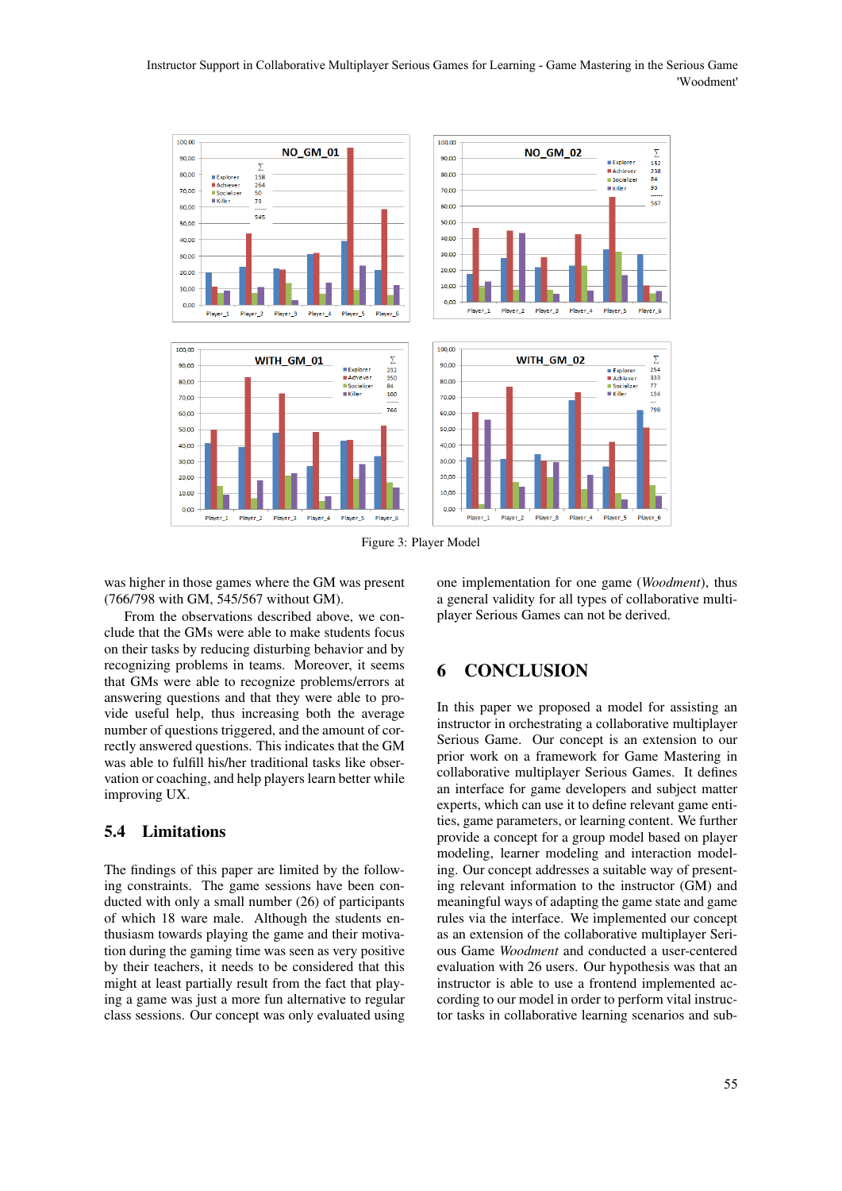Figure 3: Player Model

was higher in those games where the GM was present (766/798 with GM, 545/567 without GM).

From the observations described above, we conclude that the GMs were able to make students focus on their tasks by reducing disturbing behavior and by recognizing problems in teams. Moreover, it seems that GMs were able to recognize problems/errors at answering questions and that they were able to provide useful help, thus increasing both the average number of questions triggered, and the amount of correctly answered questions. This indicates that the GM was able to fulfill his/her traditional tasks like observation or coaching, and help players learn better while improving UX.

## 5.4 Limitations

The findings of this paper are limited by the following constraints. The game sessions have been conducted with only a small number (26) of participants of which 18 ware male. Although the students enthusiasm towards playing the game and their motivation during the gaming time was seen as very positive by their teachers, it needs to be considered that this might at least partially result from the fact that playing a game was just a more fun alternative to regular class sessions. Our concept was only evaluated using one implementation for one game (*Woodment*), thus a general validity for all types of collaborative multiplayer Serious Games can not be derived.

# 6 CONCLUSION

In this paper we proposed a model for assisting an instructor in orchestrating a collaborative multiplayer Serious Game. Our concept is an extension to our prior work on a framework for Game Mastering in collaborative multiplayer Serious Games. It defines an interface for game developers and subject matter experts, which can use it to define relevant game entities, game parameters, or learning content. We further provide a concept for a group model based on player modeling, learner modeling and interaction modeling. Our concept addresses a suitable way of presenting relevant information to the instructor (GM) and meaningful ways of adapting the game state and game rules via the interface. We implemented our concept as an extension of the collaborative multiplayer Serious Game *Woodment* and conducted a user-centered evaluation with 26 users. Our hypothesis was that an instructor is able to use a frontend implemented according to our model in order to perform vital instructor tasks in collaborative learning scenarios and sub-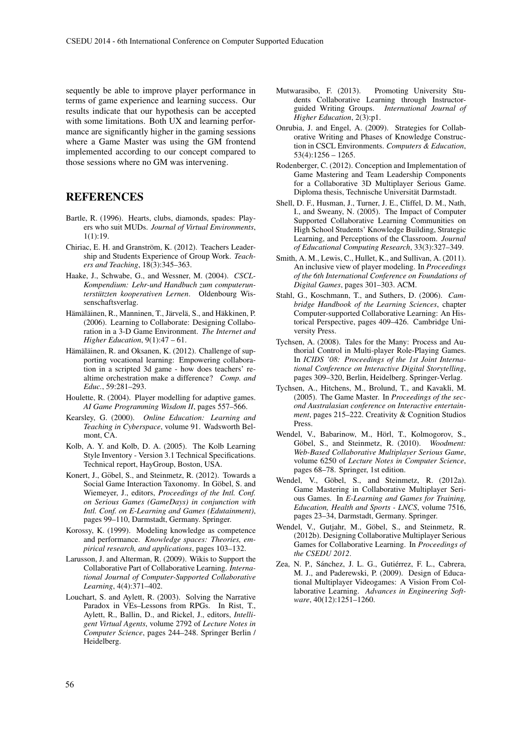sequently be able to improve player performance in terms of game experience and learning success. Our results indicate that our hypothesis can be accepted with some limitations. Both UX and learning performance are significantly higher in the gaming sessions where a Game Master was using the GM frontend implemented according to our concept compared to those sessions where no GM was intervening.

## REFERENCES

Bartle, R. (1996). Hearts, clubs, diamonds, spades: Players who suit MUDs. *Journal of Virtual Environments*, 1(1):19.

Chiriac, E. H. and Granström, K. (2012). Teachers Leadership and Students Experience of Group Work. *Teachers and Teaching*, 18(3):345–363.

Haake, J., Schwabe, G., and Wessner, M. (2004). *CSCL-Kompendium: Lehr-und Handbuch zum computerunterstützten kooperativen Lernen*. Oldenbourg Wissenschaftsverlag.

Hämäläinen, R., Manninen, T., Järvelä, S., and Häkkinen, P. (2006). Learning to Collaborate: Designing Collaboration in a 3-D Game Environment. *The Internet and Higher Education*, 9(1):47 – 61.

Hämäläinen, R. and Oksanen, K. (2012). Challenge of supporting vocational learning: Empowering collaboration in a scripted 3d game - how does teachers' realtime orchestration make a difference? *Comp. and Educ.*, 59:281–293.

Houlette, R. (2004). Player modelling for adaptive games. *AI Game Programming Wisdom II*, pages 557–566.

Kearsley, G. (2000). *Online Education: Learning and Teaching in Cyberspace*, volume 91. Wadsworth Belmont, CA.

Kolb, A. Y. and Kolb, D. A. (2005). The Kolb Learning Style Inventory - Version 3.1 Technical Specifications. Technical report, HayGroup, Boston, USA.

Konert, J., Göbel, S., and Steinmetz, R. (2012). Towards a Social Game Interaction Taxonomy. In Göbel, S. and Wiemeyer, J., editors, *Proceedings of the Intl. Conf. on Serious Games (GameDays) in conjunction with Intl. Conf. on E-Learning and Games (Edutainment)*, pages 99–110, Darmstadt, Germany. Springer.

Korossy, K. (1999). Modeling knowledge as competence and performance. *Knowledge spaces: Theories, empirical research, and applications*, pages 103–132.

Larusson, J. and Alterman, R. (2009). Wikis to Support the Collaborative Part of Collaborative Learning. *International Journal of Computer-Supported Collaborative Learning*, 4(4):371–402.

Louchart, S. and Aylett, R. (2003). Solving the Narrative Paradox in VEs–Lessons from RPGs. In Rist, T., Aylett, R., Ballin, D., and Rickel, J., editors, *Intelligent Virtual Agents*, volume 2792 of *Lecture Notes in Computer Science*, pages 244–248. Springer Berlin / Heidelberg.

Mutwarasibo, F. (2013). Promoting University Students Collaborative Learning through Instructor-guided Writing Groups. *International Journal of Higher Education*, 2(3):p1.

Onrubia, J. and Engel, A. (2009). Strategies for Collaborative Writing and Phases of Knowledge Construction in CSCL Environments. *Computers & Education*, 53(4):1256 – 1265.

Rodenberger, C. (2012). Conception and Implementation of Game Mastering and Team Leadership Components for a Collaborative 3D Multiplayer Serious Game. Diploma thesis, Technische Universität Darmstadt.

Shell, D. F., Husman, J., Turner, J. E., Cliffel, D. M., Nath, I., and Sweany, N. (2005). The Impact of Computer Supported Collaborative Learning Communities on High School Students' Knowledge Building, Strategic Learning, and Perceptions of the Classroom. *Journal of Educational Computing Research*, 33(3):327–349.

Smith, A. M., Lewis, C., Hullet, K., and Sullivan, A. (2011). An inclusive view of player modeling. In *Proceedings of the 6th International Conference on Foundations of Digital Games*, pages 301–303. ACM.

Stahl, G., Koschmann, T., and Suthers, D. (2006). *Cambridge Handbook of the Learning Sciences*, chapter Computer-supported Collaborative Learning: An Historical Perspective, pages 409–426. Cambridge University Press.

Tychsen, A. (2008). Tales for the Many: Process and Authorial Control in Multi-player Role-Playing Games. In *ICIDS '08: Proceedings of the 1st Joint International Conference on Interactive Digital Storytelling*, pages 309–320, Berlin, Heidelberg. Springer-Verlag.

Tychsen, A., Hitchens, M., Brolund, T., and Kavakli, M. (2005). The Game Master. In *Proceedings of the second Australasian conference on Interactive entertainment*, pages 215–222. Creativity & Cognition Studios Press.

Wendel, V., Babarinow, M., Hörl, T., Kolmogorov, S., Göbel, S., and Steinmetz, R. (2010). *Woodment: Web-Based Collaborative Multiplayer Serious Game*, volume 6250 of *Lecture Notes in Computer Science*, pages 68–78. Springer, 1st edition.

Wendel, V., Göbel, S., and Steinmetz, R. (2012a). Game Mastering in Collaborative Multiplayer Serious Games. In *E-Learning and Games for Training, Education, Health and Sports - LNCS*, volume 7516, pages 23–34, Darmstadt, Germany. Springer.

Wendel, V., Gutjahr, M., Göbel, S., and Steinmetz, R. (2012b). Designing Collaborative Multiplayer Serious Games for Collaborative Learning. In *Proceedings of the CSEDU 2012*.

Zea, N. P., Sánchez, J. L. G., Gutiérrez, F. L., Cabrera, M. J., and Paderewski, P. (2009). Design of Educational Multiplayer Videogames: A Vision From Collaborative Learning. *Advances in Engineering Software*, 40(12):1251–1260.